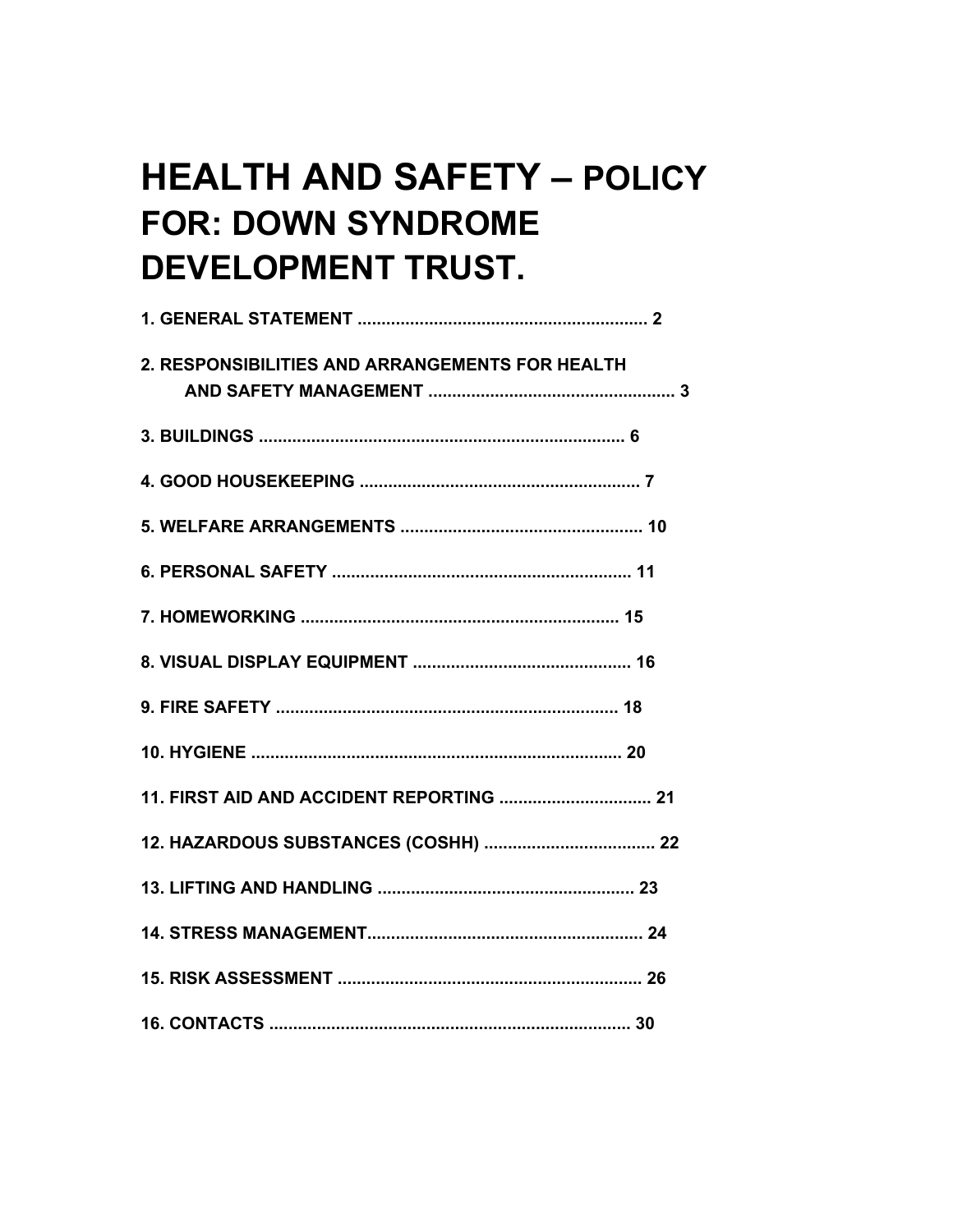# HEALTH AND SAFETY – POLICY FOR: DOWN SYNDROME DEVELOPMENT TRUST.

**1. GENERAL STATEMENT ............................................................. 2**

**2. RESPONSIBILITIES AND ARRANGEMENTS FOR HEALTH AND SAFETY MANAGEMENT ................................................... 3**

**3. BUILDINGS ............................................................................ 6**

**4. GOOD HOUSEKEEPING ........................................................... 7**

**5. WELFARE ARRANGEMENTS ................................................... 10**

**6. PERSONAL SAFETY ............................................................... 11**

**7. HOMEWORKING ................................................................... 15**

**8. VISUAL DISPLAY EQUIPMENT .............................................. 16**

**9. FIRE SAFETY ........................................................................ 18**

**10. HYGIENE ............................................................................. 20**

**11. FIRST AID AND ACCIDENT REPORTING ................................ 21**

**12. HAZARDOUS SUBSTANCES (COSHH) .................................... 22**

**13. LIFTING AND HANDLING ...................................................... 23**

**14. STRESS MANAGEMENT......................................................... 24**

**15. RISK ASSESSMENT ................................................................ 26**

**16. CONTACTS ............................................................................ 30**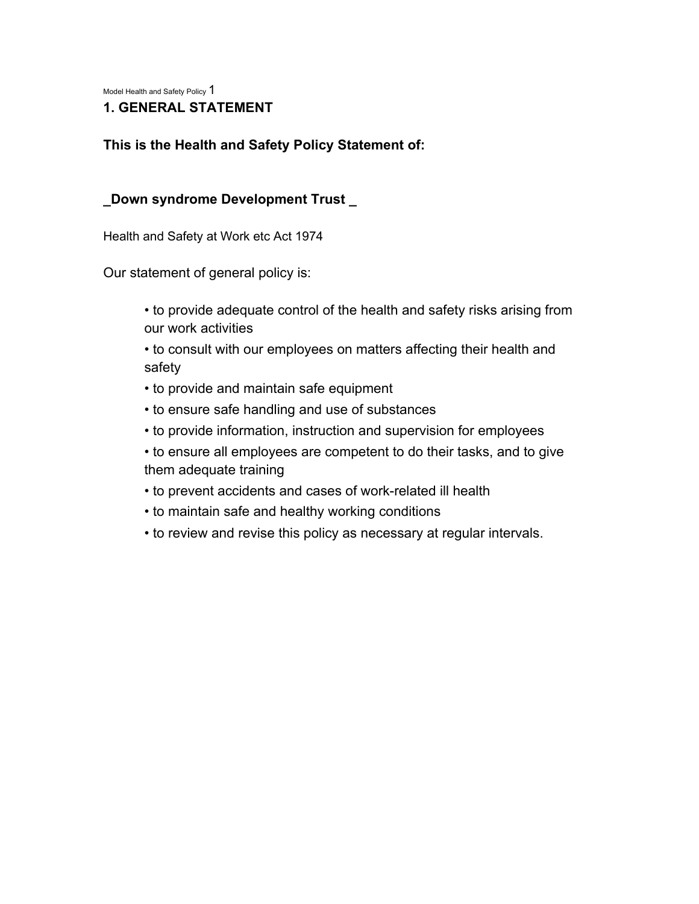## 1. GENERAL STATEMENT

**This is the Health and Safety Policy Statement of:**

**_Down syndrome Development Trust _**

Health and Safety at Work etc Act 1974

Our statement of general policy is:

- to provide adequate control of the health and safety risks arising from our work activities
- to consult with our employees on matters affecting their health and safety
- to provide and maintain safe equipment
- to ensure safe handling and use of substances
- to provide information, instruction and supervision for employees
- to ensure all employees are competent to do their tasks, and to give them adequate training
- to prevent accidents and cases of work-related ill health
- to maintain safe and healthy working conditions
- to review and revise this policy as necessary at regular intervals.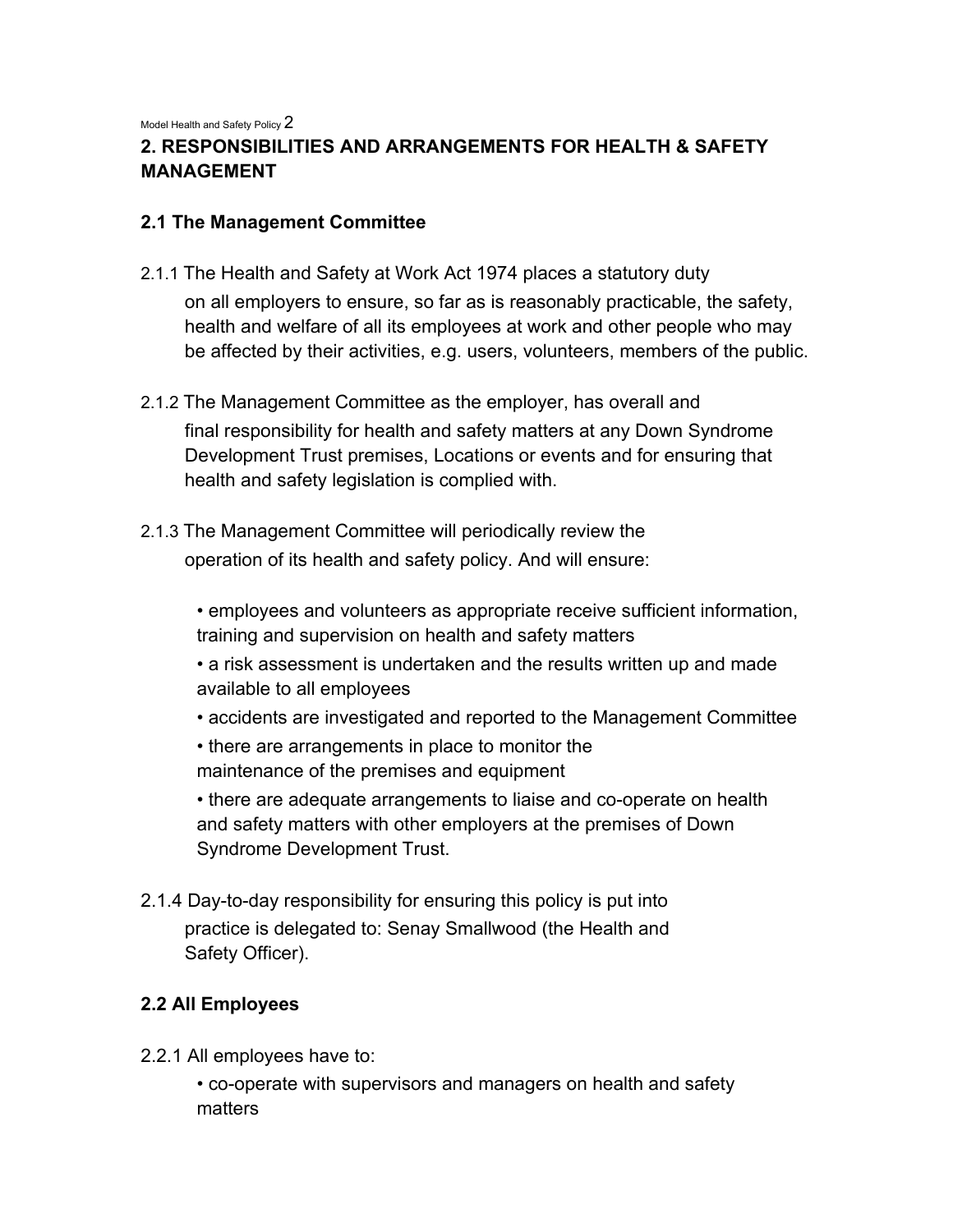## 2. RESPONSIBILITIES AND ARRANGEMENTS FOR HEALTH & SAFETY MANAGEMENT

### 2.1 The Management Committee

2.1.1 The Health and Safety at Work Act 1974 places a statutory duty on all employers to ensure, so far as is reasonably practicable, the safety, health and welfare of all its employees at work and other people who may be affected by their activities, e.g. users, volunteers, members of the public.

2.1.2 The Management Committee as the employer, has overall and final responsibility for health and safety matters at any Down Syndrome Development Trust premises, Locations or events and for ensuring that health and safety legislation is complied with.

2.1.3 The Management Committee will periodically review the operation of its health and safety policy. And will ensure:

- employees and volunteers as appropriate receive sufficient information, training and supervision on health and safety matters
- a risk assessment is undertaken and the results written up and made available to all employees
- accidents are investigated and reported to the Management Committee
- there are arrangements in place to monitor the maintenance of the premises and equipment
- there are adequate arrangements to liaise and co-operate on health and safety matters with other employers at the premises of Down Syndrome Development Trust.

2.1.4 Day-to-day responsibility for ensuring this policy is put into practice is delegated to: Senay Smallwood (the Health and Safety Officer).

### 2.2 All Employees

2.2.1 All employees have to:

- co-operate with supervisors and managers on health and safety matters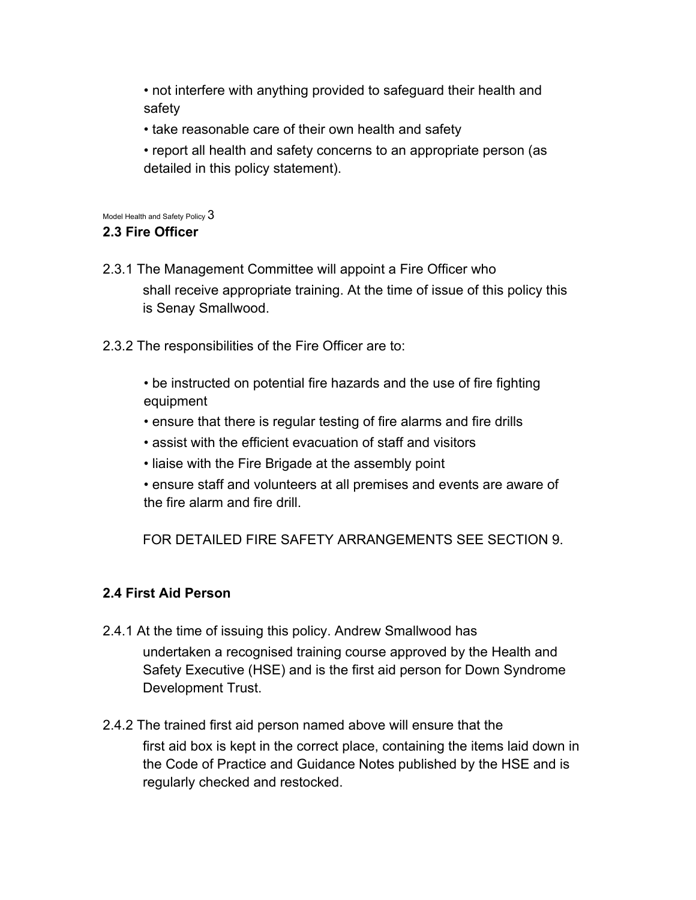- not interfere with anything provided to safeguard their health and safety
- take reasonable care of their own health and safety
- report all health and safety concerns to an appropriate person (as detailed in this policy statement).

### 2.3 Fire Officer

2.3.1 The Management Committee will appoint a Fire Officer who shall receive appropriate training. At the time of issue of this policy this is Senay Smallwood.

2.3.2 The responsibilities of the Fire Officer are to:

- be instructed on potential fire hazards and the use of fire fighting equipment
- ensure that there is regular testing of fire alarms and fire drills
- assist with the efficient evacuation of staff and visitors
- liaise with the Fire Brigade at the assembly point
- ensure staff and volunteers at all premises and events are aware of the fire alarm and fire drill.

FOR DETAILED FIRE SAFETY ARRANGEMENTS SEE SECTION 9.

### 2.4 First Aid Person

2.4.1 At the time of issuing this policy. Andrew Smallwood has undertaken a recognised training course approved by the Health and Safety Executive (HSE) and is the first aid person for Down Syndrome Development Trust.

2.4.2 The trained first aid person named above will ensure that the first aid box is kept in the correct place, containing the items laid down in the Code of Practice and Guidance Notes published by the HSE and is regularly checked and restocked.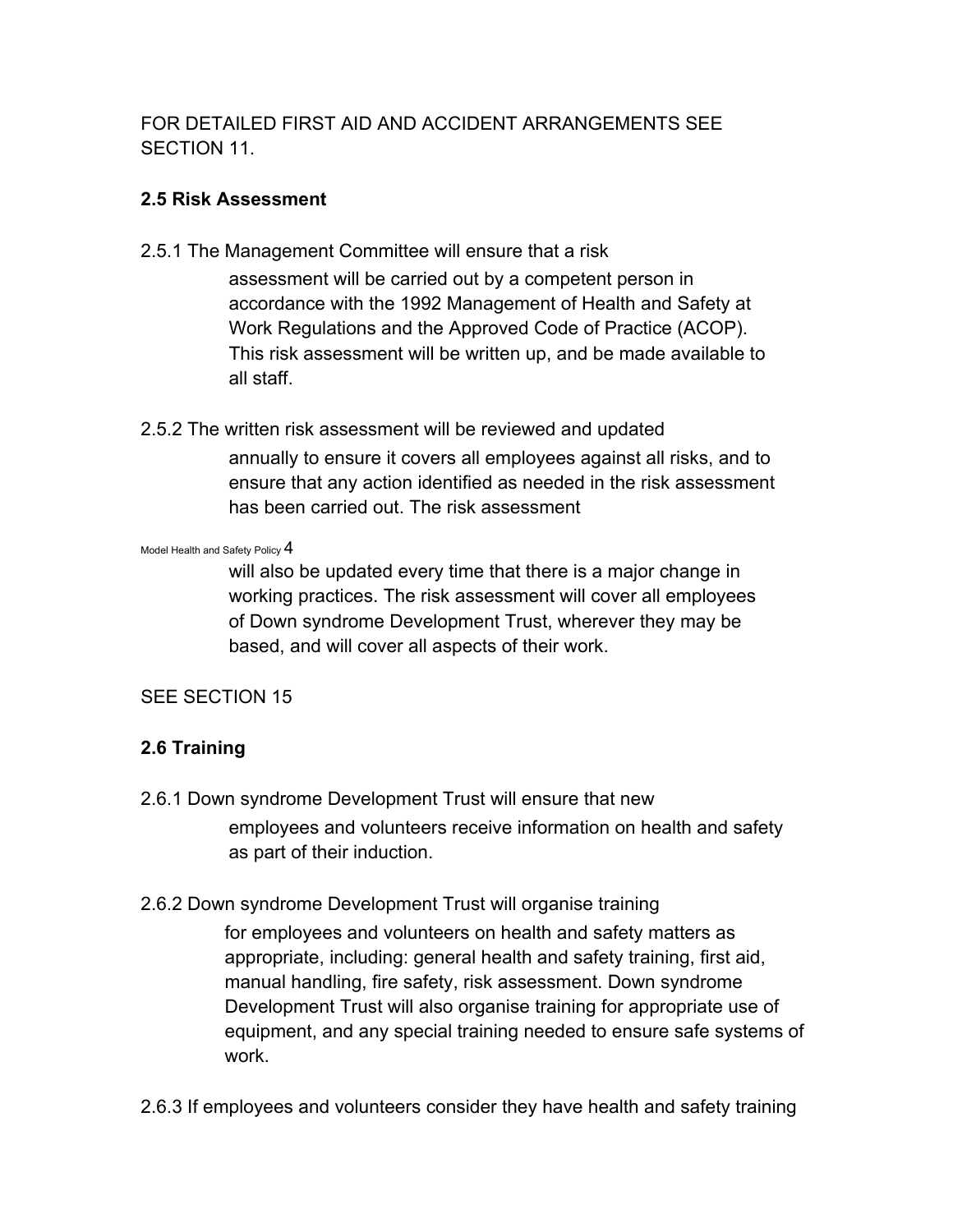FOR DETAILED FIRST AID AND ACCIDENT ARRANGEMENTS SEE SECTION 11.

**2.5 Risk Assessment**

2.5.1 The Management Committee will ensure that a risk assessment will be carried out by a competent person in accordance with the 1992 Management of Health and Safety at Work Regulations and the Approved Code of Practice (ACOP). This risk assessment will be written up, and be made available to all staff.

2.5.2 The written risk assessment will be reviewed and updated annually to ensure it covers all employees against all risks, and to ensure that any action identified as needed in the risk assessment has been carried out. The risk assessment will also be updated every time that there is a major change in working practices. The risk assessment will cover all employees of Down syndrome Development Trust, wherever they may be based, and will cover all aspects of their work.

SEE SECTION 15

**2.6 Training**

2.6.1 Down syndrome Development Trust will ensure that new employees and volunteers receive information on health and safety as part of their induction.

2.6.2 Down syndrome Development Trust will organise training for employees and volunteers on health and safety matters as appropriate, including: general health and safety training, first aid, manual handling, fire safety, risk assessment. Down syndrome Development Trust will also organise training for appropriate use of equipment, and any special training needed to ensure safe systems of work.

2.6.3 If employees and volunteers consider they have health and safety training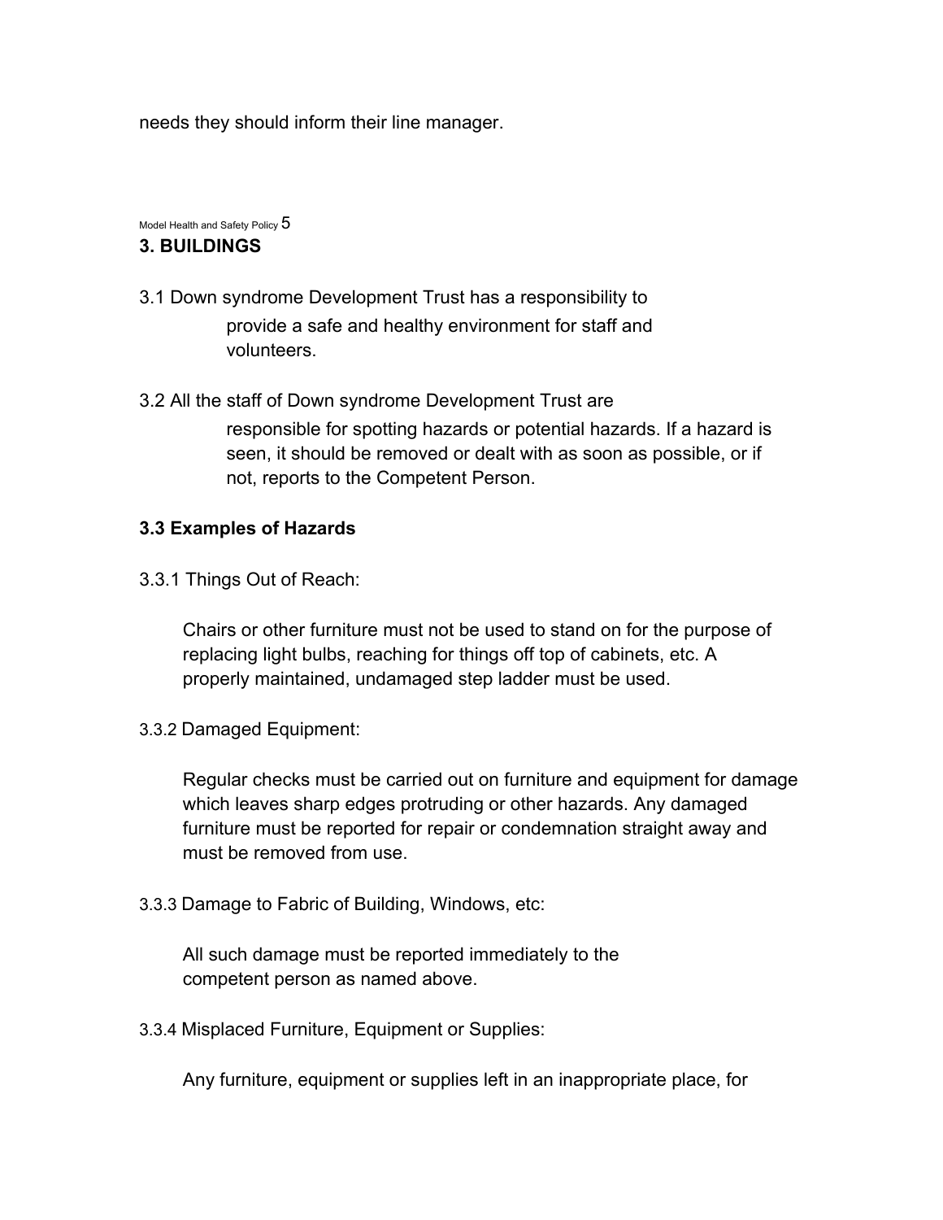needs they should inform their line manager.

## 3. BUILDINGS

3.1 Down syndrome Development Trust has a responsibility to provide a safe and healthy environment for staff and volunteers.

3.2 All the staff of Down syndrome Development Trust are responsible for spotting hazards or potential hazards. If a hazard is seen, it should be removed or dealt with as soon as possible, or if not, reports to the Competent Person.

### 3.3 Examples of Hazards

3.3.1 Things Out of Reach:

Chairs or other furniture must not be used to stand on for the purpose of replacing light bulbs, reaching for things off top of cabinets, etc. A properly maintained, undamaged step ladder must be used.

3.3.2 Damaged Equipment:

Regular checks must be carried out on furniture and equipment for damage which leaves sharp edges protruding or other hazards. Any damaged furniture must be reported for repair or condemnation straight away and must be removed from use.

3.3.3 Damage to Fabric of Building, Windows, etc:

All such damage must be reported immediately to the competent person as named above.

3.3.4 Misplaced Furniture, Equipment or Supplies:

Any furniture, equipment or supplies left in an inappropriate place, for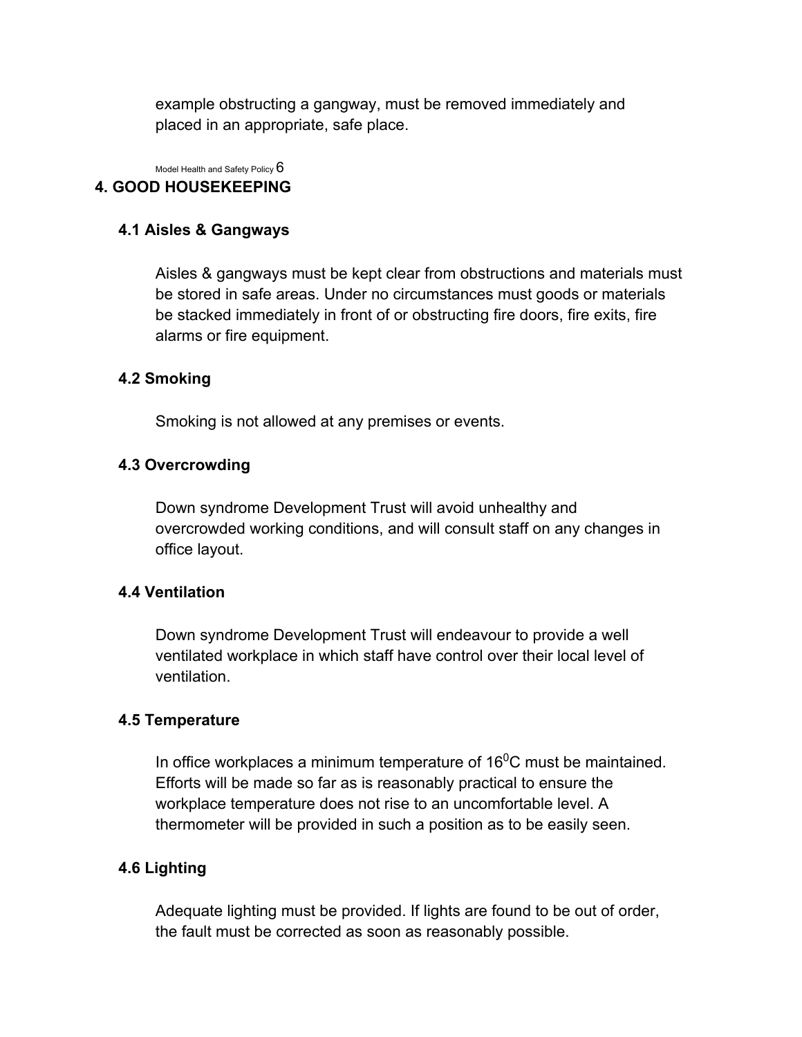example obstructing a gangway, must be removed immediately and placed in an appropriate, safe place.

## 4. GOOD HOUSEKEEPING

### 4.1 Aisles & Gangways

Aisles & gangways must be kept clear from obstructions and materials must be stored in safe areas. Under no circumstances must goods or materials be stacked immediately in front of or obstructing fire doors, fire exits, fire alarms or fire equipment.

### 4.2 Smoking

Smoking is not allowed at any premises or events.

### 4.3 Overcrowding

Down syndrome Development Trust will avoid unhealthy and overcrowded working conditions, and will consult staff on any changes in office layout.

### 4.4 Ventilation

Down syndrome Development Trust will endeavour to provide a well ventilated workplace in which staff have control over their local level of ventilation.

### 4.5 Temperature

In office workplaces a minimum temperature of $16^0$C must be maintained. Efforts will be made so far as is reasonably practical to ensure the workplace temperature does not rise to an uncomfortable level. A thermometer will be provided in such a position as to be easily seen.

### 4.6 Lighting

Adequate lighting must be provided. If lights are found to be out of order, the fault must be corrected as soon as reasonably possible.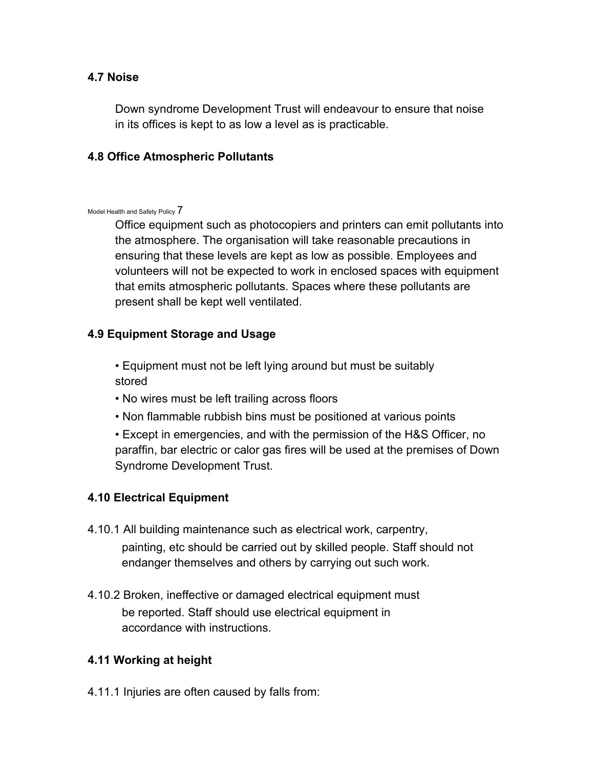### 4.7 Noise

Down syndrome Development Trust will endeavour to ensure that noise in its offices is kept to as low a level as is practicable.

### 4.8 Office Atmospheric Pollutants

Office equipment such as photocopiers and printers can emit pollutants into the atmosphere. The organisation will take reasonable precautions in ensuring that these levels are kept as low as possible. Employees and volunteers will not be expected to work in enclosed spaces with equipment that emits atmospheric pollutants. Spaces where these pollutants are present shall be kept well ventilated.

### 4.9 Equipment Storage and Usage

- Equipment must not be left lying around but must be suitably stored
- No wires must be left trailing across floors
- Non flammable rubbish bins must be positioned at various points
- Except in emergencies, and with the permission of the H&S Officer, no paraffin, bar electric or calor gas fires will be used at the premises of Down Syndrome Development Trust.

### 4.10 Electrical Equipment

4.10.1 All building maintenance such as electrical work, carpentry, painting, etc should be carried out by skilled people. Staff should not endanger themselves and others by carrying out such work.

4.10.2 Broken, ineffective or damaged electrical equipment must be reported. Staff should use electrical equipment in accordance with instructions.

### 4.11 Working at height

4.11.1 Injuries are often caused by falls from: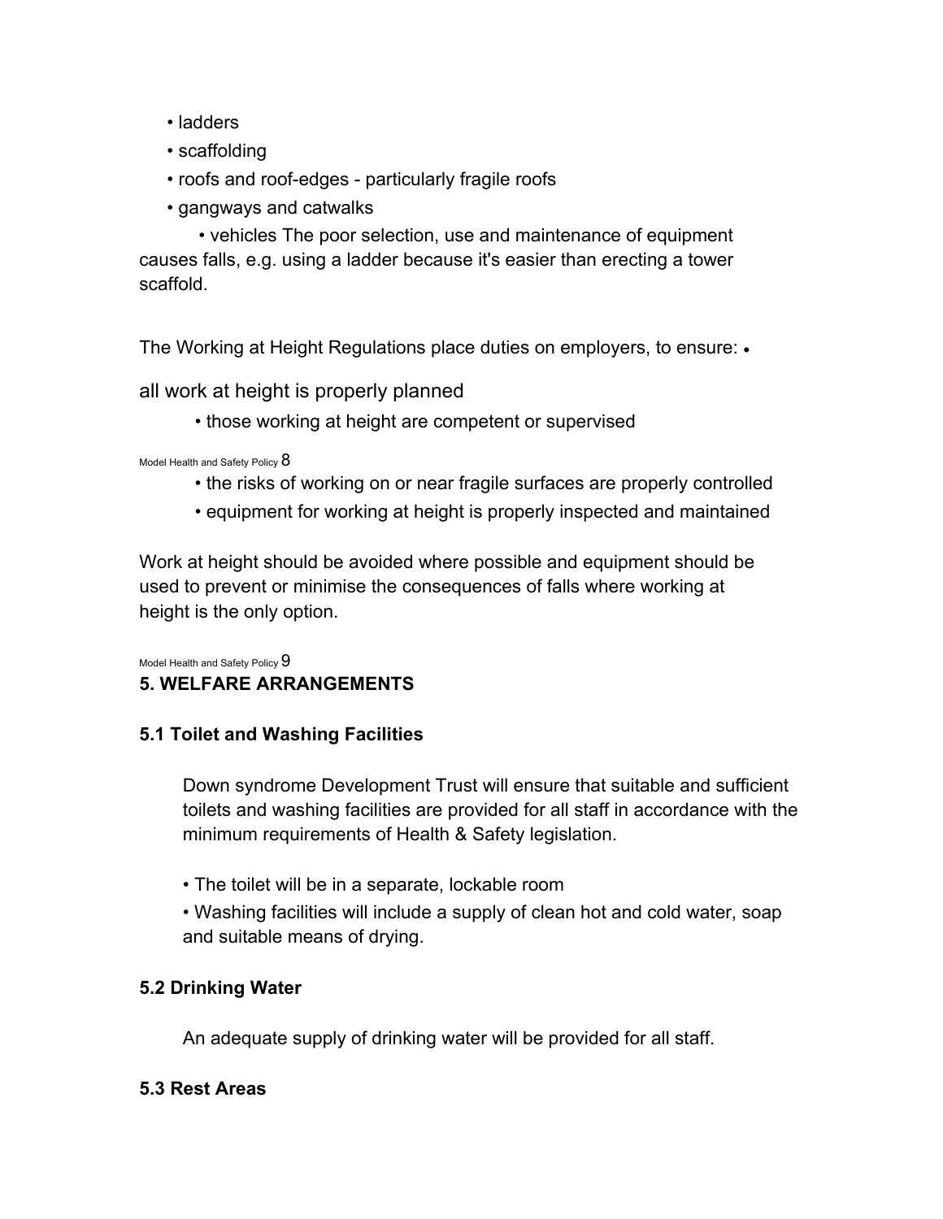- ladders
- scaffolding
- roofs and roof-edges - particularly fragile roofs
- gangways and catwalks
- vehicles The poor selection, use and maintenance of equipment causes falls, e.g. using a ladder because it's easier than erecting a tower scaffold.

The Working at Height Regulations place duties on employers, to ensure:

- all work at height is properly planned
- those working at height are competent or supervised
- the risks of working on or near fragile surfaces are properly controlled
- equipment for working at height is properly inspected and maintained

Work at height should be avoided where possible and equipment should be used to prevent or minimise the consequences of falls where working at height is the only option.

## 5. WELFARE ARRANGEMENTS

### 5.1 Toilet and Washing Facilities

Down syndrome Development Trust will ensure that suitable and sufficient toilets and washing facilities are provided for all staff in accordance with the minimum requirements of Health & Safety legislation.

- The toilet will be in a separate, lockable room
- Washing facilities will include a supply of clean hot and cold water, soap and suitable means of drying.

### 5.2 Drinking Water

An adequate supply of drinking water will be provided for all staff.

### 5.3 Rest Areas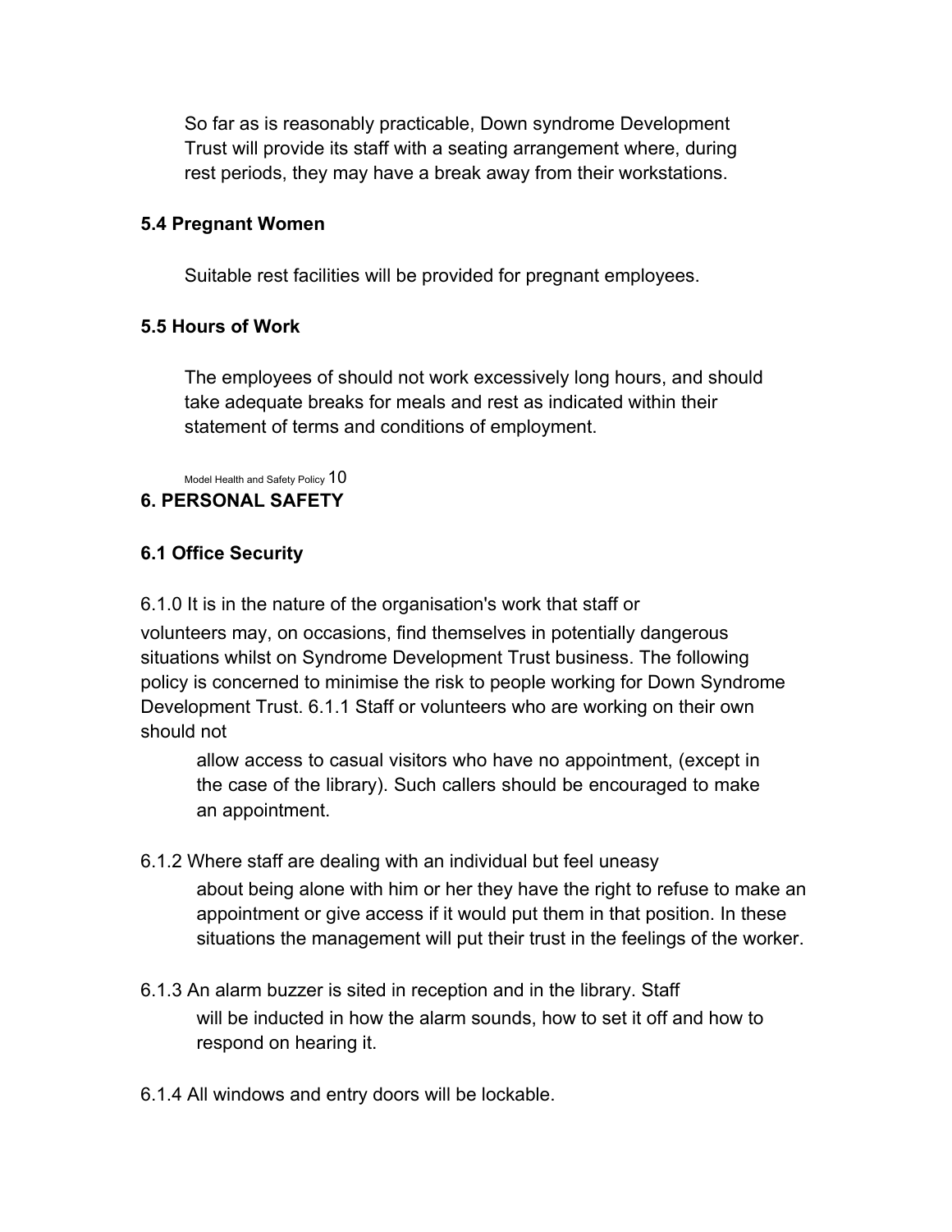So far as is reasonably practicable, Down syndrome Development Trust will provide its staff with a seating arrangement where, during rest periods, they may have a break away from their workstations.

**5.4 Pregnant Women**

Suitable rest facilities will be provided for pregnant employees.

**5.5 Hours of Work**

The employees of should not work excessively long hours, and should take adequate breaks for meals and rest as indicated within their statement of terms and conditions of employment.

**6. PERSONAL SAFETY**

**6.1 Office Security**

6.1.0 It is in the nature of the organisation's work that staff or volunteers may, on occasions, find themselves in potentially dangerous situations whilst on Syndrome Development Trust business. The following policy is concerned to minimise the risk to people working for Down Syndrome Development Trust. 6.1.1 Staff or volunteers who are working on their own should not allow access to casual visitors who have no appointment, (except in the case of the library). Such callers should be encouraged to make an appointment.

6.1.2 Where staff are dealing with an individual but feel uneasy about being alone with him or her they have the right to refuse to make an appointment or give access if it would put them in that position. In these situations the management will put their trust in the feelings of the worker.

6.1.3 An alarm buzzer is sited in reception and in the library. Staff will be inducted in how the alarm sounds, how to set it off and how to respond on hearing it.

6.1.4 All windows and entry doors will be lockable.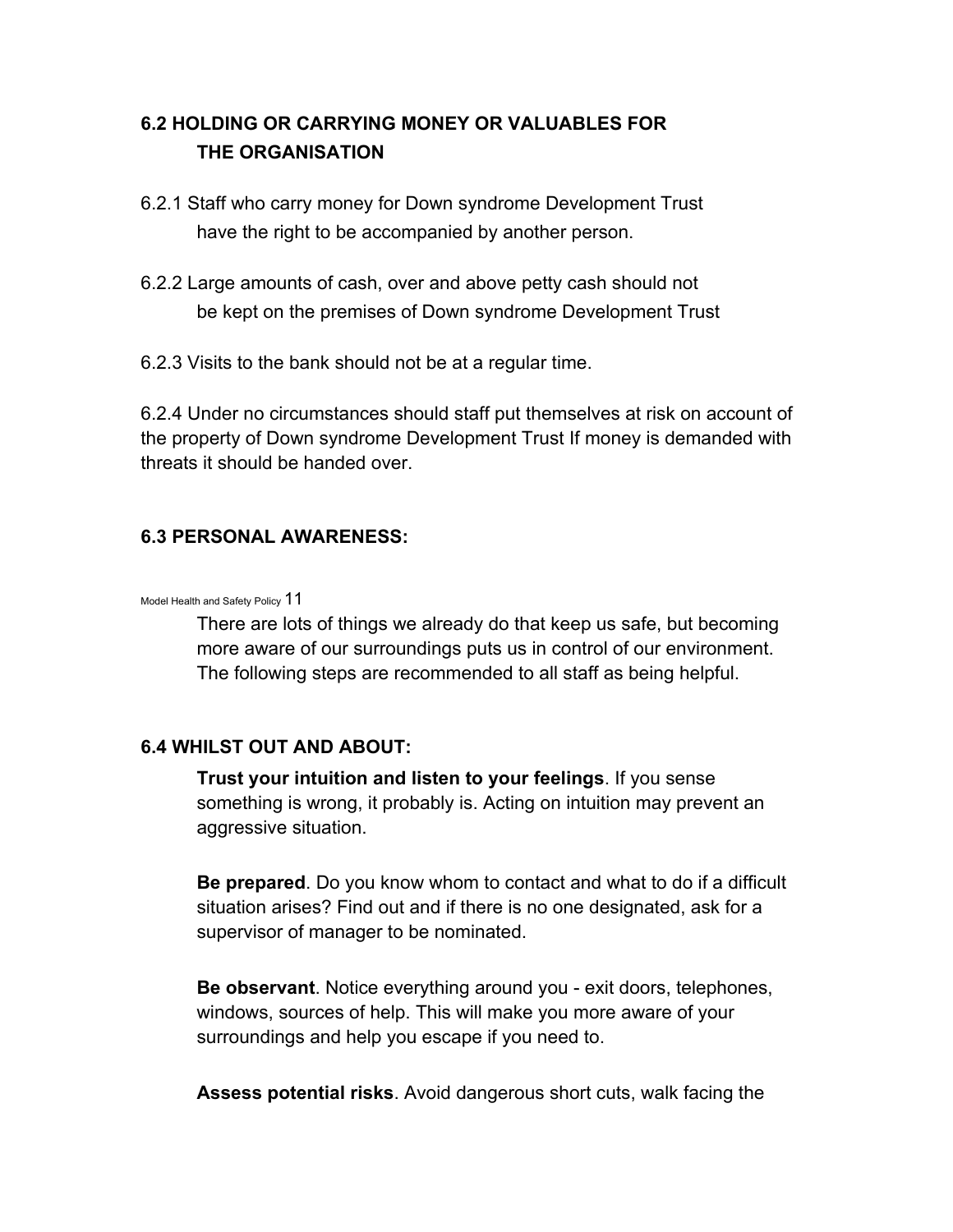## 6.2 HOLDING OR CARRYING MONEY OR VALUABLES FOR THE ORGANISATION

6.2.1 Staff who carry money for Down syndrome Development Trust have the right to be accompanied by another person.

6.2.2 Large amounts of cash, over and above petty cash should not be kept on the premises of Down syndrome Development Trust

6.2.3 Visits to the bank should not be at a regular time.

6.2.4 Under no circumstances should staff put themselves at risk on account of the property of Down syndrome Development Trust If money is demanded with threats it should be handed over.

## 6.3 PERSONAL AWARENESS:

There are lots of things we already do that keep us safe, but becoming more aware of our surroundings puts us in control of our environment. The following steps are recommended to all staff as being helpful.

## 6.4 WHILST OUT AND ABOUT:

**Trust your intuition and listen to your feelings**. If you sense something is wrong, it probably is. Acting on intuition may prevent an aggressive situation.

**Be prepared**. Do you know whom to contact and what to do if a difficult situation arises? Find out and if there is no one designated, ask for a supervisor of manager to be nominated.

**Be observant**. Notice everything around you - exit doors, telephones, windows, sources of help. This will make you more aware of your surroundings and help you escape if you need to.

**Assess potential risks**. Avoid dangerous short cuts, walk facing the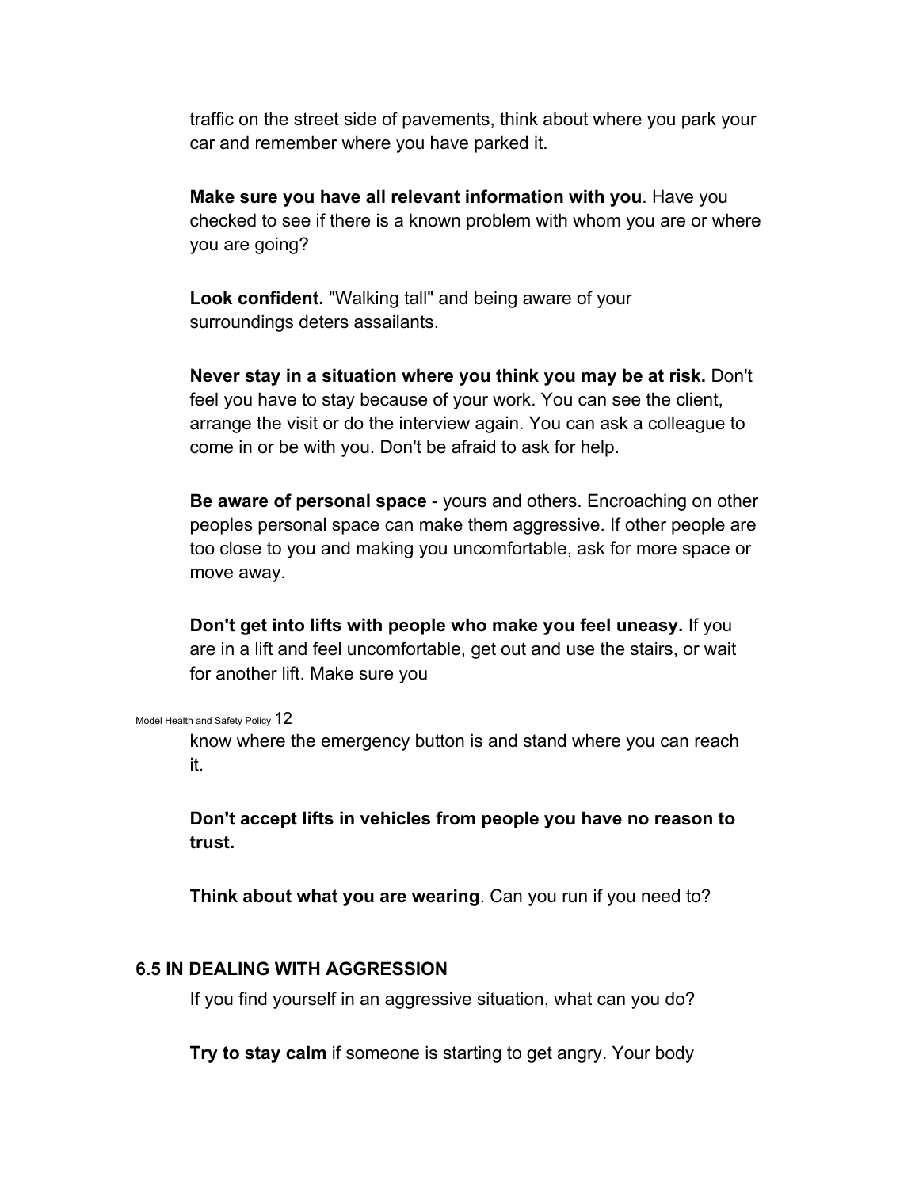traffic on the street side of pavements, think about where you park your car and remember where you have parked it.

**Make sure you have all relevant information with you**. Have you checked to see if there is a known problem with whom you are or where you are going?

**Look confident.** "Walking tall" and being aware of your surroundings deters assailants.

**Never stay in a situation where you think you may be at risk.** Don't feel you have to stay because of your work. You can see the client, arrange the visit or do the interview again. You can ask a colleague to come in or be with you. Don't be afraid to ask for help.

**Be aware of personal space** - yours and others. Encroaching on other peoples personal space can make them aggressive. If other people are too close to you and making you uncomfortable, ask for more space or move away.

**Don't get into lifts with people who make you feel uneasy.** If you are in a lift and feel uncomfortable, get out and use the stairs, or wait for another lift. Make sure you know where the emergency button is and stand where you can reach it.

**Don't accept lifts in vehicles from people you have no reason to trust.**

**Think about what you are wearing**. Can you run if you need to?

## 6.5 IN DEALING WITH AGGRESSION

If you find yourself in an aggressive situation, what can you do?

**Try to stay calm** if someone is starting to get angry. Your body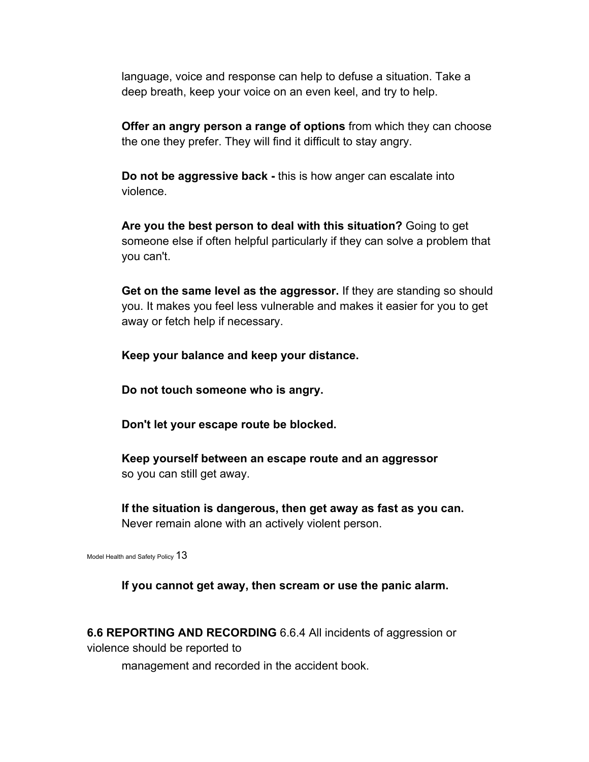language, voice and response can help to defuse a situation. Take a deep breath, keep your voice on an even keel, and try to help.

**Offer an angry person a range of options** from which they can choose the one they prefer. They will find it difficult to stay angry.

**Do not be aggressive back -** this is how anger can escalate into violence.

**Are you the best person to deal with this situation?** Going to get someone else if often helpful particularly if they can solve a problem that you can't.

**Get on the same level as the aggressor.** If they are standing so should you. It makes you feel less vulnerable and makes it easier for you to get away or fetch help if necessary.

**Keep your balance and keep your distance.**

**Do not touch someone who is angry.**

**Don't let your escape route be blocked.**

**Keep yourself between an escape route and an aggressor** so you can still get away.

**If the situation is dangerous, then get away as fast as you can.** Never remain alone with an actively violent person.

**If you cannot get away, then scream or use the panic alarm.**

**6.6 REPORTING AND RECORDING** 6.6.4 All incidents of aggression or violence should be reported to management and recorded in the accident book.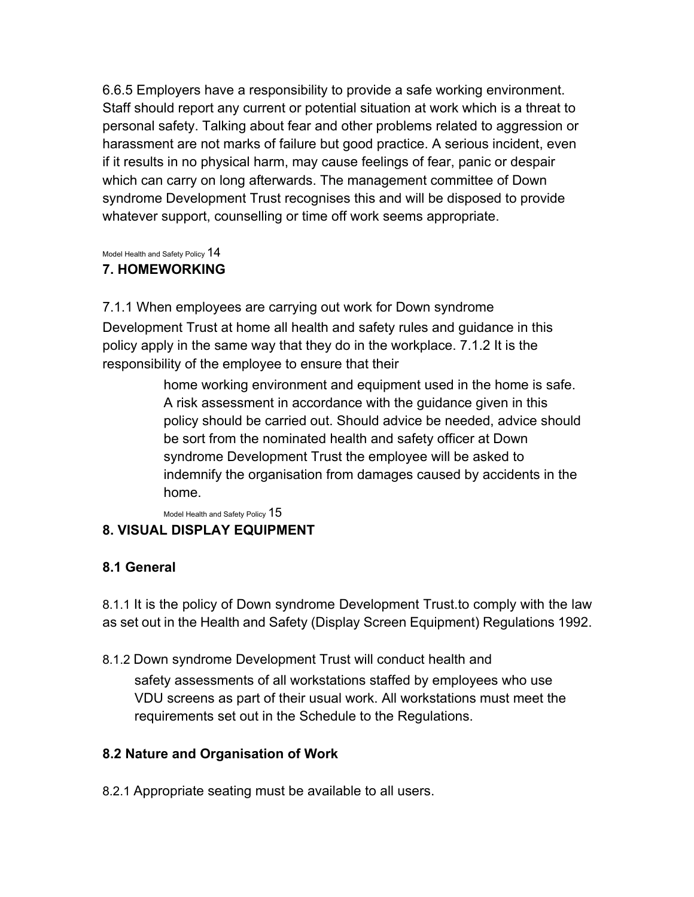6.6.5 Employers have a responsibility to provide a safe working environment. Staff should report any current or potential situation at work which is a threat to personal safety. Talking about fear and other problems related to aggression or harassment are not marks of failure but good practice. A serious incident, even if it results in no physical harm, may cause feelings of fear, panic or despair which can carry on long afterwards. The management committee of Down syndrome Development Trust recognises this and will be disposed to provide whatever support, counselling or time off work seems appropriate.

## 7. HOMEWORKING

7.1.1 When employees are carrying out work for Down syndrome Development Trust at home all health and safety rules and guidance in this policy apply in the same way that they do in the workplace. 7.1.2 It is the responsibility of the employee to ensure that their home working environment and equipment used in the home is safe. A risk assessment in accordance with the guidance given in this policy should be carried out. Should advice be needed, advice should be sort from the nominated health and safety officer at Down syndrome Development Trust the employee will be asked to indemnify the organisation from damages caused by accidents in the home.

## 8. VISUAL DISPLAY EQUIPMENT

### 8.1 General

8.1.1 It is the policy of Down syndrome Development Trust.to comply with the law as set out in the Health and Safety (Display Screen Equipment) Regulations 1992.

8.1.2 Down syndrome Development Trust will conduct health and safety assessments of all workstations staffed by employees who use VDU screens as part of their usual work. All workstations must meet the requirements set out in the Schedule to the Regulations.

### 8.2 Nature and Organisation of Work

8.2.1 Appropriate seating must be available to all users.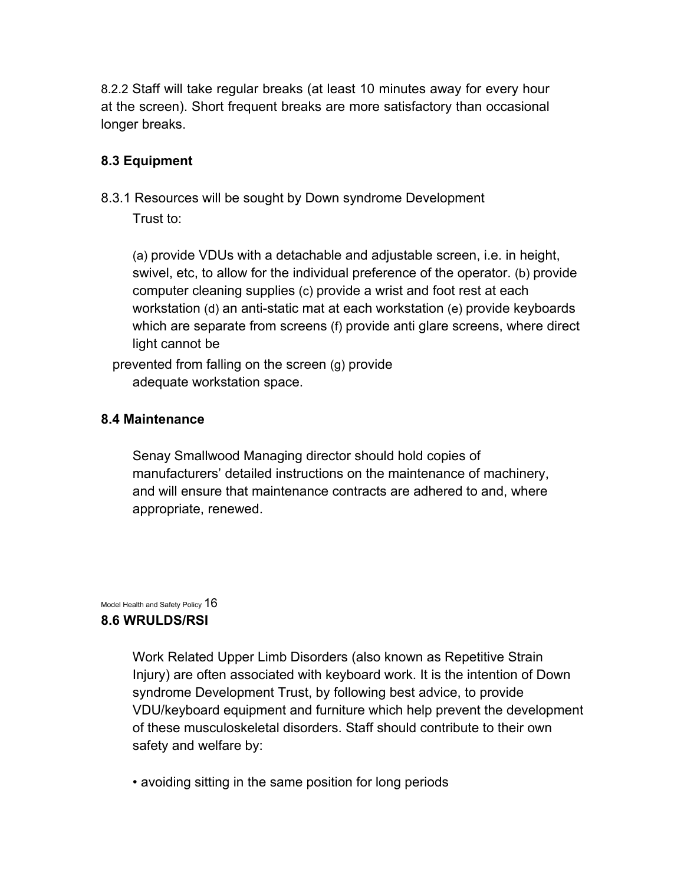8.2.2 Staff will take regular breaks (at least 10 minutes away for every hour at the screen). Short frequent breaks are more satisfactory than occasional longer breaks.

### 8.3 Equipment

8.3.1 Resources will be sought by Down syndrome Development Trust to:

(a) provide VDUs with a detachable and adjustable screen, i.e. in height, swivel, etc, to allow for the individual preference of the operator. (b) provide computer cleaning supplies (c) provide a wrist and foot rest at each workstation (d) an anti-static mat at each workstation (e) provide keyboards which are separate from screens (f) provide anti glare screens, where direct light cannot be prevented from falling on the screen (g) provide adequate workstation space.

### 8.4 Maintenance

Senay Smallwood Managing director should hold copies of manufacturers' detailed instructions on the maintenance of machinery, and will ensure that maintenance contracts are adhered to and, where appropriate, renewed.

### 8.6 WRULDS/RSI

Work Related Upper Limb Disorders (also known as Repetitive Strain Injury) are often associated with keyboard work. It is the intention of Down syndrome Development Trust, by following best advice, to provide VDU/keyboard equipment and furniture which help prevent the development of these musculoskeletal disorders. Staff should contribute to their own safety and welfare by:

- avoiding sitting in the same position for long periods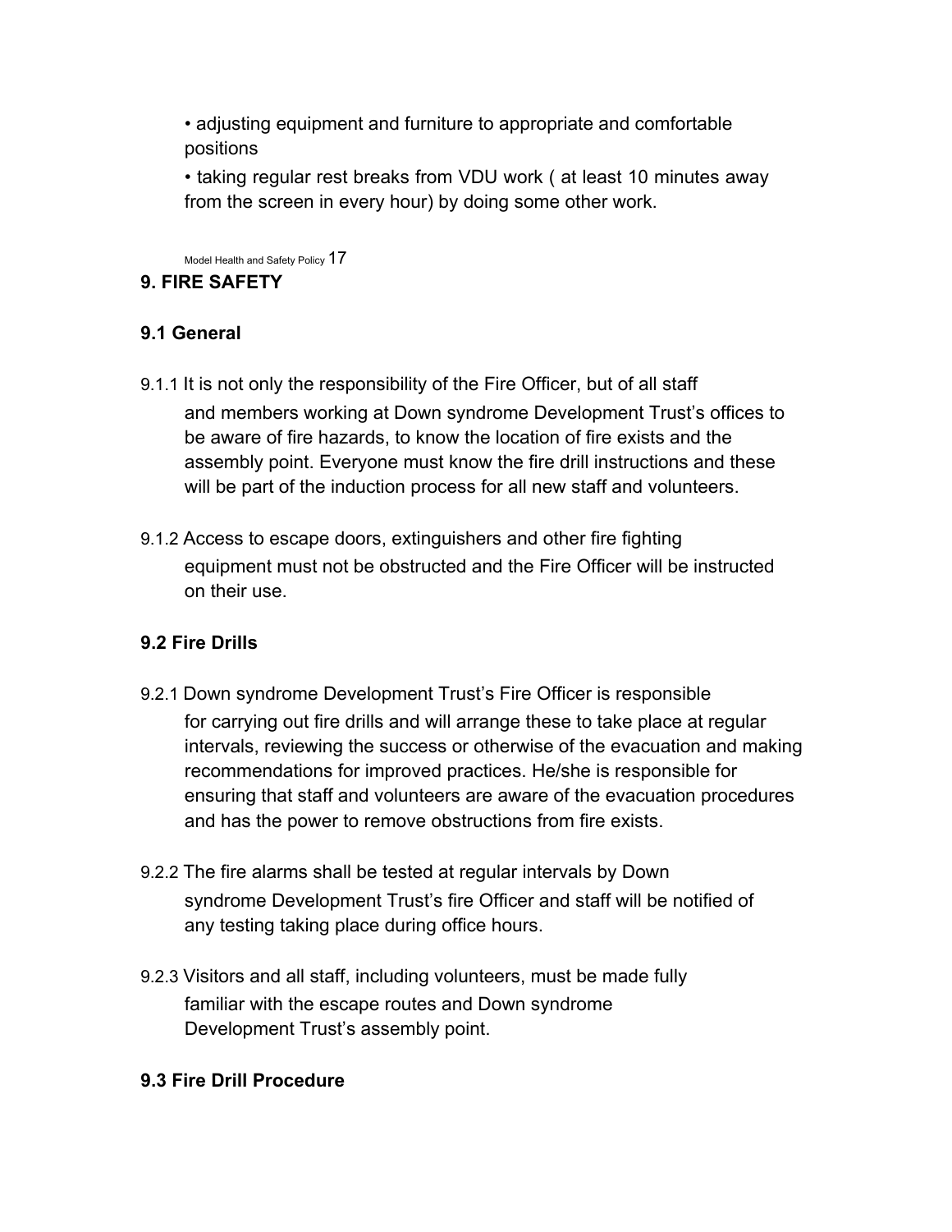• adjusting equipment and furniture to appropriate and comfortable positions

• taking regular rest breaks from VDU work ( at least 10 minutes away from the screen in every hour) by doing some other work.

## 9. FIRE SAFETY

### 9.1 General

9.1.1 It is not only the responsibility of the Fire Officer, but of all staff and members working at Down syndrome Development Trust's offices to be aware of fire hazards, to know the location of fire exists and the assembly point. Everyone must know the fire drill instructions and these will be part of the induction process for all new staff and volunteers.

9.1.2 Access to escape doors, extinguishers and other fire fighting equipment must not be obstructed and the Fire Officer will be instructed on their use.

### 9.2 Fire Drills

9.2.1 Down syndrome Development Trust's Fire Officer is responsible for carrying out fire drills and will arrange these to take place at regular intervals, reviewing the success or otherwise of the evacuation and making recommendations for improved practices. He/she is responsible for ensuring that staff and volunteers are aware of the evacuation procedures and has the power to remove obstructions from fire exists.

9.2.2 The fire alarms shall be tested at regular intervals by Down syndrome Development Trust's fire Officer and staff will be notified of any testing taking place during office hours.

9.2.3 Visitors and all staff, including volunteers, must be made fully familiar with the escape routes and Down syndrome Development Trust's assembly point.

### 9.3 Fire Drill Procedure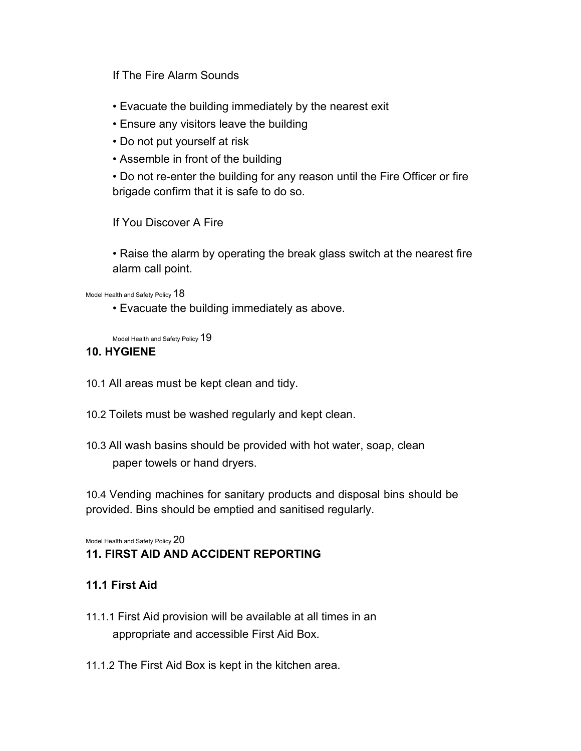If The Fire Alarm Sounds

- Evacuate the building immediately by the nearest exit
- Ensure any visitors leave the building
- Do not put yourself at risk
- Assemble in front of the building
- Do not re-enter the building for any reason until the Fire Officer or fire brigade confirm that it is safe to do so.

If You Discover A Fire

- Raise the alarm by operating the break glass switch at the nearest fire alarm call point.
- Evacuate the building immediately as above.

## 10. HYGIENE

10.1 All areas must be kept clean and tidy.

10.2 Toilets must be washed regularly and kept clean.

10.3 All wash basins should be provided with hot water, soap, clean paper towels or hand dryers.

10.4 Vending machines for sanitary products and disposal bins should be provided. Bins should be emptied and sanitised regularly.

## 11. FIRST AID AND ACCIDENT REPORTING

### 11.1 First Aid

11.1.1 First Aid provision will be available at all times in an appropriate and accessible First Aid Box.

11.1.2 The First Aid Box is kept in the kitchen area.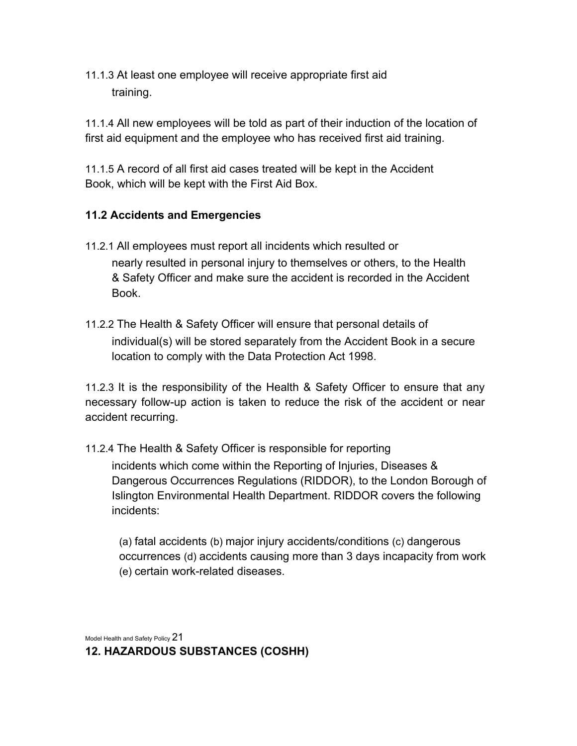11.1.3 At least one employee will receive appropriate first aid training.

11.1.4 All new employees will be told as part of their induction of the location of first aid equipment and the employee who has received first aid training.

11.1.5 A record of all first aid cases treated will be kept in the Accident Book, which will be kept with the First Aid Box.

### 11.2 Accidents and Emergencies

11.2.1 All employees must report all incidents which resulted or nearly resulted in personal injury to themselves or others, to the Health & Safety Officer and make sure the accident is recorded in the Accident Book.

11.2.2 The Health & Safety Officer will ensure that personal details of individual(s) will be stored separately from the Accident Book in a secure location to comply with the Data Protection Act 1998.

11.2.3 It is the responsibility of the Health & Safety Officer to ensure that any necessary follow-up action is taken to reduce the risk of the accident or near accident recurring.

11.2.4 The Health & Safety Officer is responsible for reporting incidents which come within the Reporting of Injuries, Diseases & Dangerous Occurrences Regulations (RIDDOR), to the London Borough of Islington Environmental Health Department. RIDDOR covers the following incidents:

(a) fatal accidents (b) major injury accidents/conditions (c) dangerous occurrences (d) accidents causing more than 3 days incapacity from work (e) certain work-related diseases.

## 12. HAZARDOUS SUBSTANCES (COSHH)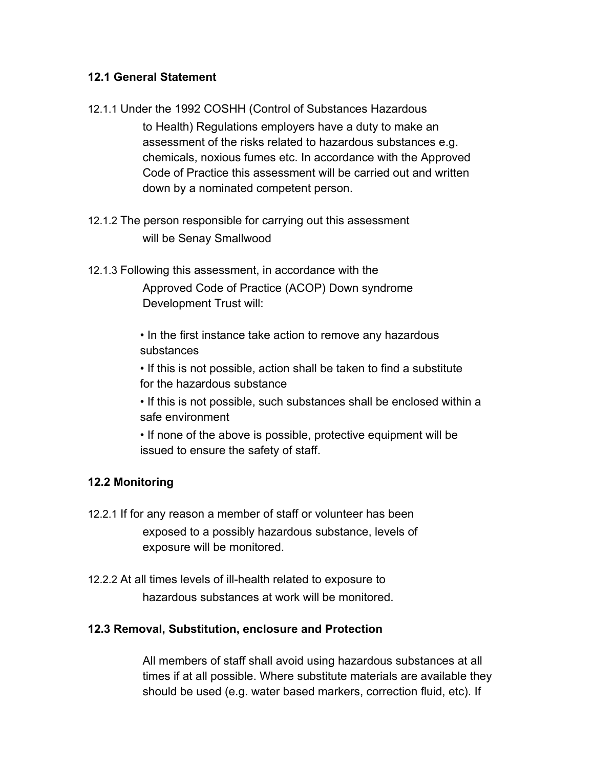### 12.1 General Statement

12.1.1 Under the 1992 COSHH (Control of Substances Hazardous to Health) Regulations employers have a duty to make an assessment of the risks related to hazardous substances e.g. chemicals, noxious fumes etc. In accordance with the Approved Code of Practice this assessment will be carried out and written down by a nominated competent person.

12.1.2 The person responsible for carrying out this assessment will be Senay Smallwood

12.1.3 Following this assessment, in accordance with the Approved Code of Practice (ACOP) Down syndrome Development Trust will:

- In the first instance take action to remove any hazardous substances
- If this is not possible, action shall be taken to find a substitute for the hazardous substance
- If this is not possible, such substances shall be enclosed within a safe environment
- If none of the above is possible, protective equipment will be issued to ensure the safety of staff.

### 12.2 Monitoring

12.2.1 If for any reason a member of staff or volunteer has been exposed to a possibly hazardous substance, levels of exposure will be monitored.

12.2.2 At all times levels of ill-health related to exposure to hazardous substances at work will be monitored.

### 12.3 Removal, Substitution, enclosure and Protection

All members of staff shall avoid using hazardous substances at all times if at all possible. Where substitute materials are available they should be used (e.g. water based markers, correction fluid, etc). If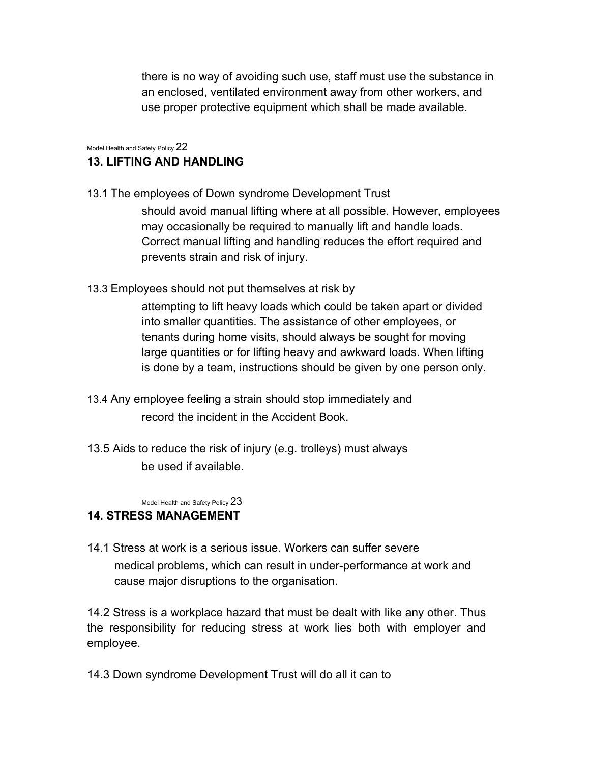there is no way of avoiding such use, staff must use the substance in an enclosed, ventilated environment away from other workers, and use proper protective equipment which shall be made available.

## 13. LIFTING AND HANDLING

13.1 The employees of Down syndrome Development Trust should avoid manual lifting where at all possible. However, employees may occasionally be required to manually lift and handle loads. Correct manual lifting and handling reduces the effort required and prevents strain and risk of injury.

13.3 Employees should not put themselves at risk by attempting to lift heavy loads which could be taken apart or divided into smaller quantities. The assistance of other employees, or tenants during home visits, should always be sought for moving large quantities or for lifting heavy and awkward loads. When lifting is done by a team, instructions should be given by one person only.

13.4 Any employee feeling a strain should stop immediately and record the incident in the Accident Book.

13.5 Aids to reduce the risk of injury (e.g. trolleys) must always be used if available.

## 14. STRESS MANAGEMENT

14.1 Stress at work is a serious issue. Workers can suffer severe medical problems, which can result in under-performance at work and cause major disruptions to the organisation.

14.2 Stress is a workplace hazard that must be dealt with like any other. Thus the responsibility for reducing stress at work lies both with employer and employee.

14.3 Down syndrome Development Trust will do all it can to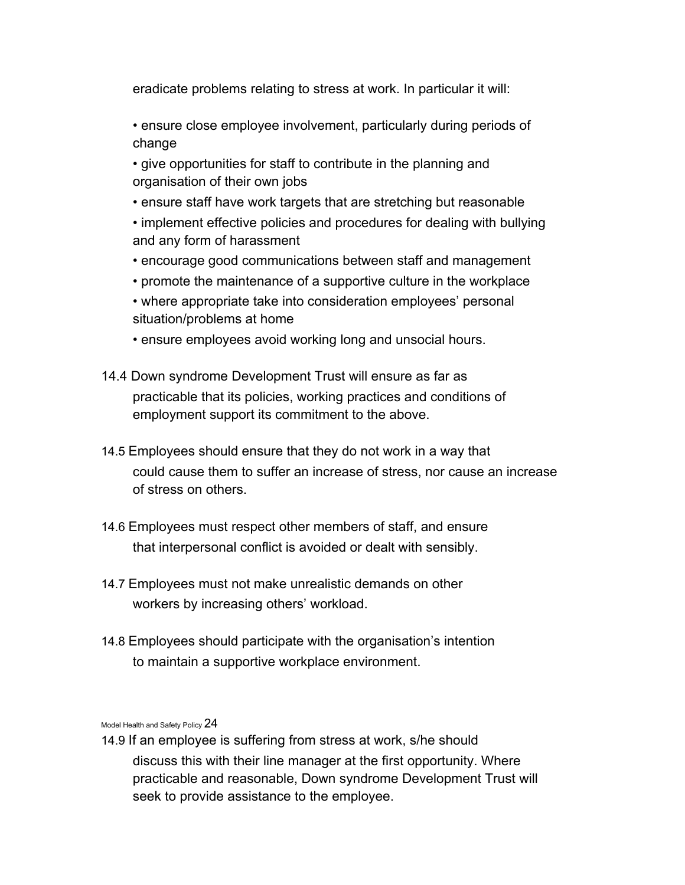eradicate problems relating to stress at work. In particular it will:

- ensure close employee involvement, particularly during periods of change
- give opportunities for staff to contribute in the planning and organisation of their own jobs
- ensure staff have work targets that are stretching but reasonable
- implement effective policies and procedures for dealing with bullying and any form of harassment
- encourage good communications between staff and management
- promote the maintenance of a supportive culture in the workplace
- where appropriate take into consideration employees' personal situation/problems at home
- ensure employees avoid working long and unsocial hours.

14.4 Down syndrome Development Trust will ensure as far as practicable that its policies, working practices and conditions of employment support its commitment to the above.

14.5 Employees should ensure that they do not work in a way that could cause them to suffer an increase of stress, nor cause an increase of stress on others.

14.6 Employees must respect other members of staff, and ensure that interpersonal conflict is avoided or dealt with sensibly.

14.7 Employees must not make unrealistic demands on other workers by increasing others' workload.

14.8 Employees should participate with the organisation's intention to maintain a supportive workplace environment.

14.9 If an employee is suffering from stress at work, s/he should discuss this with their line manager at the first opportunity. Where practicable and reasonable, Down syndrome Development Trust will seek to provide assistance to the employee.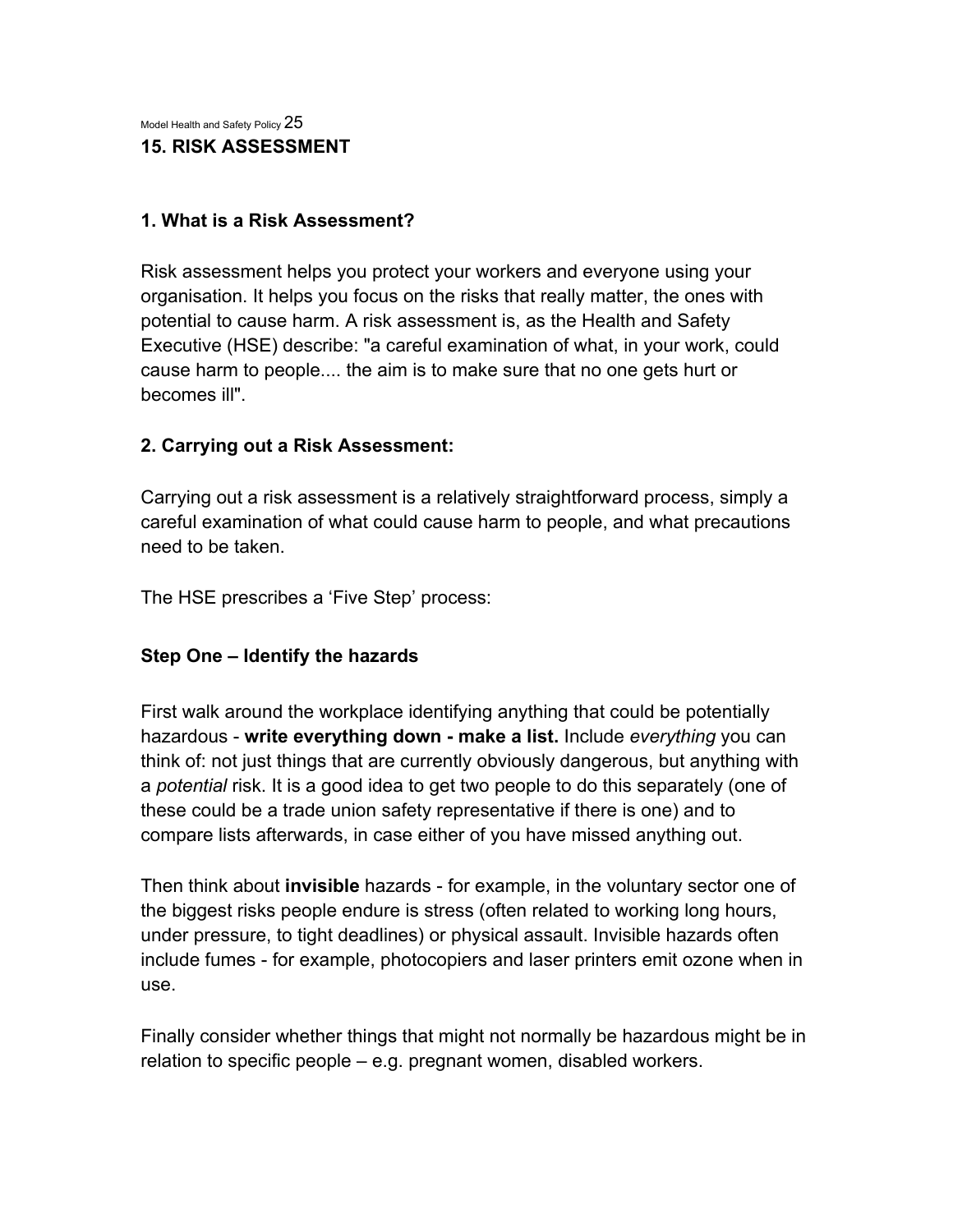## 15. RISK ASSESSMENT

### 1. What is a Risk Assessment?

Risk assessment helps you protect your workers and everyone using your organisation. It helps you focus on the risks that really matter, the ones with potential to cause harm. A risk assessment is, as the Health and Safety Executive (HSE) describe: "a careful examination of what, in your work, could cause harm to people.... the aim is to make sure that no one gets hurt or becomes ill".

### 2. Carrying out a Risk Assessment:

Carrying out a risk assessment is a relatively straightforward process, simply a careful examination of what could cause harm to people, and what precautions need to be taken.

The HSE prescribes a 'Five Step' process:

#### Step One – Identify the hazards

First walk around the workplace identifying anything that could be potentially hazardous - **write everything down - make a list.** Include *everything* you can think of: not just things that are currently obviously dangerous, but anything with a *potential* risk. It is a good idea to get two people to do this separately (one of these could be a trade union safety representative if there is one) and to compare lists afterwards, in case either of you have missed anything out.

Then think about **invisible** hazards - for example, in the voluntary sector one of the biggest risks people endure is stress (often related to working long hours, under pressure, to tight deadlines) or physical assault. Invisible hazards often include fumes - for example, photocopiers and laser printers emit ozone when in use.

Finally consider whether things that might not normally be hazardous might be in relation to specific people – e.g. pregnant women, disabled workers.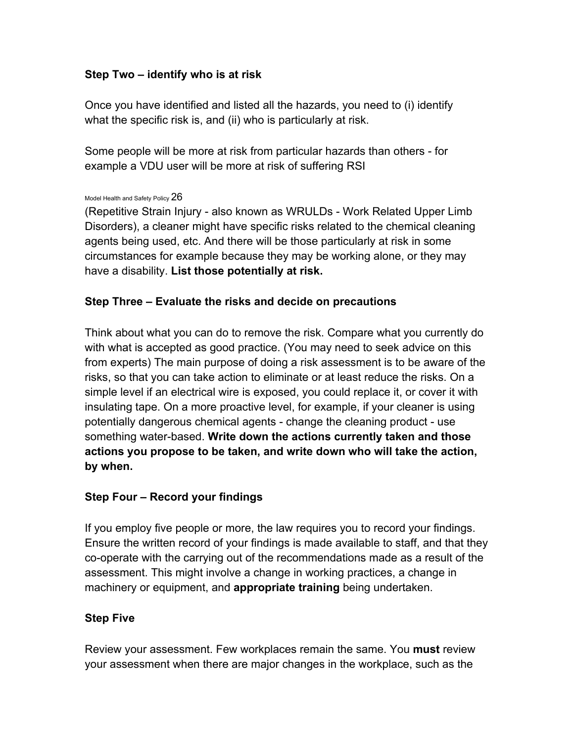**Step Two – identify who is at risk**

Once you have identified and listed all the hazards, you need to (i) identify what the specific risk is, and (ii) who is particularly at risk.

Some people will be more at risk from particular hazards than others - for example a VDU user will be more at risk of suffering RSI (Repetitive Strain Injury - also known as WRULDs - Work Related Upper Limb Disorders), a cleaner might have specific risks related to the chemical cleaning agents being used, etc. And there will be those particularly at risk in some circumstances for example because they may be working alone, or they may have a disability. **List those potentially at risk.**

**Step Three – Evaluate the risks and decide on precautions**

Think about what you can do to remove the risk. Compare what you currently do with what is accepted as good practice. (You may need to seek advice on this from experts) The main purpose of doing a risk assessment is to be aware of the risks, so that you can take action to eliminate or at least reduce the risks. On a simple level if an electrical wire is exposed, you could replace it, or cover it with insulating tape. On a more proactive level, for example, if your cleaner is using potentially dangerous chemical agents - change the cleaning product - use something water-based. **Write down the actions currently taken and those actions you propose to be taken, and write down who will take the action, by when.**

**Step Four – Record your findings**

If you employ five people or more, the law requires you to record your findings. Ensure the written record of your findings is made available to staff, and that they co-operate with the carrying out of the recommendations made as a result of the assessment. This might involve a change in working practices, a change in machinery or equipment, and **appropriate training** being undertaken.

**Step Five**

Review your assessment. Few workplaces remain the same. You **must** review your assessment when there are major changes in the workplace, such as the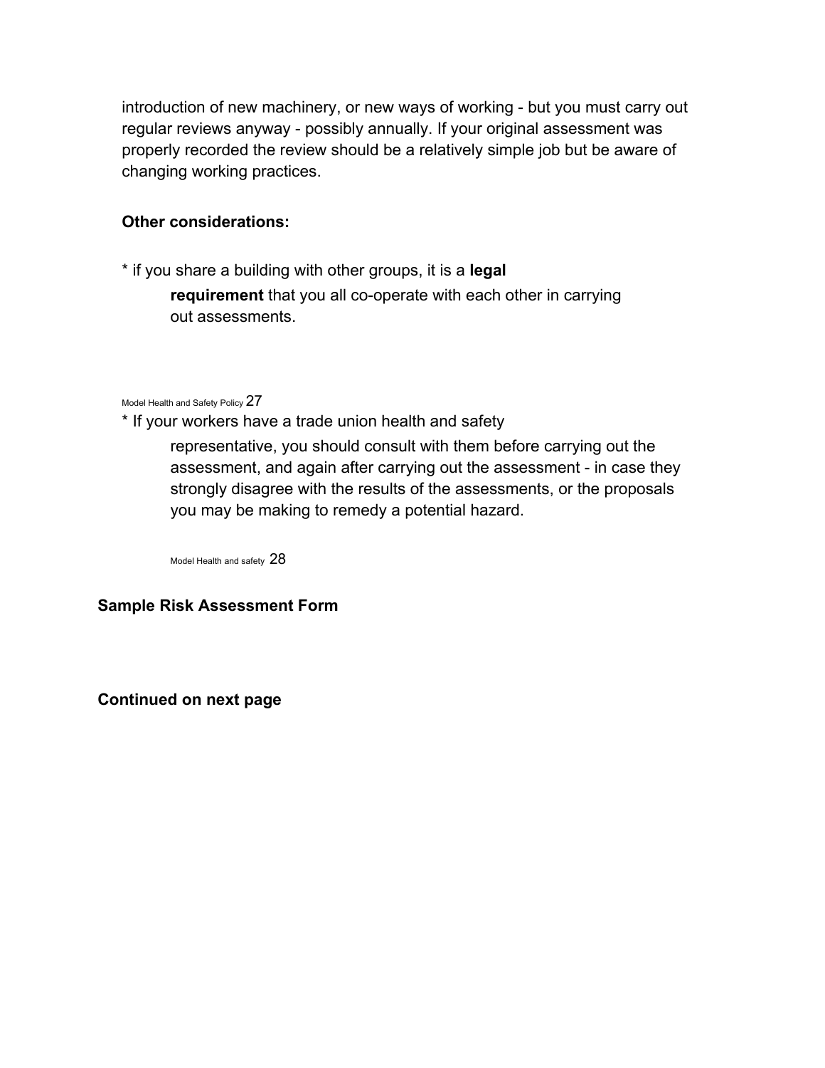introduction of new machinery, or new ways of working - but you must carry out regular reviews anyway - possibly annually. If your original assessment was properly recorded the review should be a relatively simple job but be aware of changing working practices.

**Other considerations:**

* if you share a building with other groups, it is a **legal requirement** that you all co-operate with each other in carrying out assessments.

* If your workers have a trade union health and safety representative, you should consult with them before carrying out the assessment, and again after carrying out the assessment - in case they strongly disagree with the results of the assessments, or the proposals you may be making to remedy a potential hazard.

**Sample Risk Assessment Form**

**Continued on next page**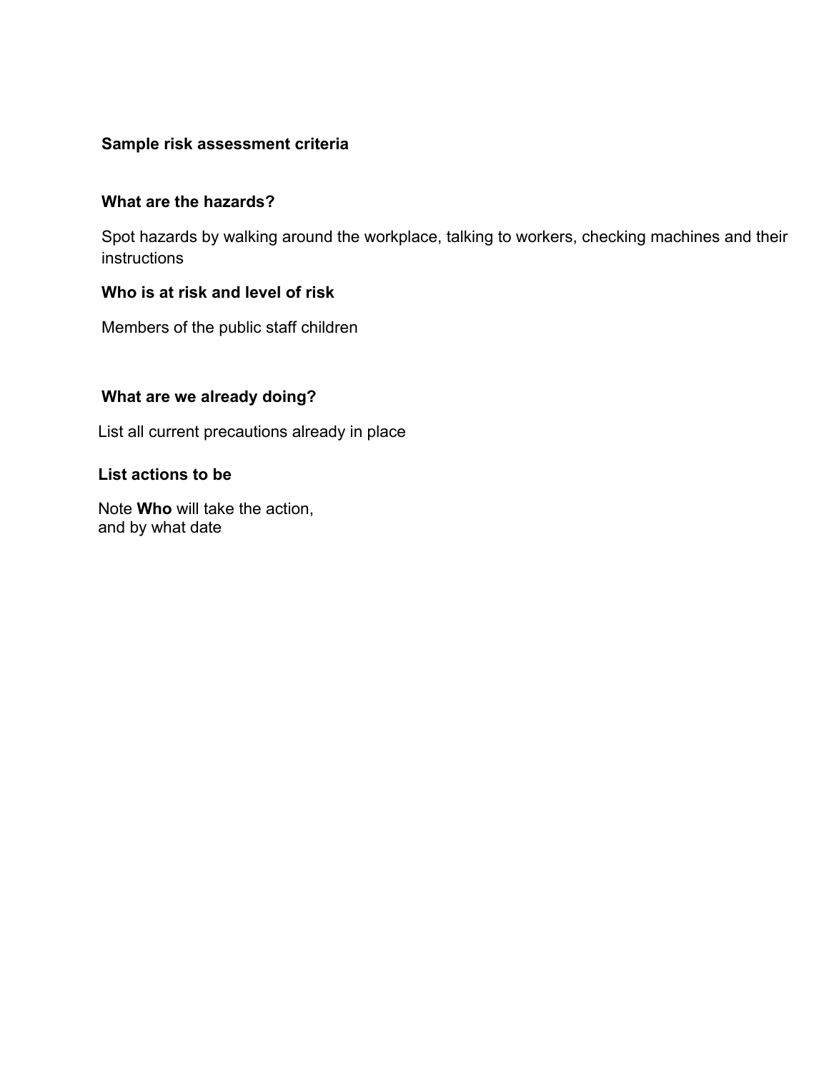**Sample risk assessment criteria**

**What are the hazards?**

Spot hazards by walking around the workplace, talking to workers, checking machines and their instructions

**Who is at risk and level of risk**

Members of the public staff children

**What are we already doing?**

List all current precautions already in place

**List actions to be**

Note **Who** will take the action,
and by what date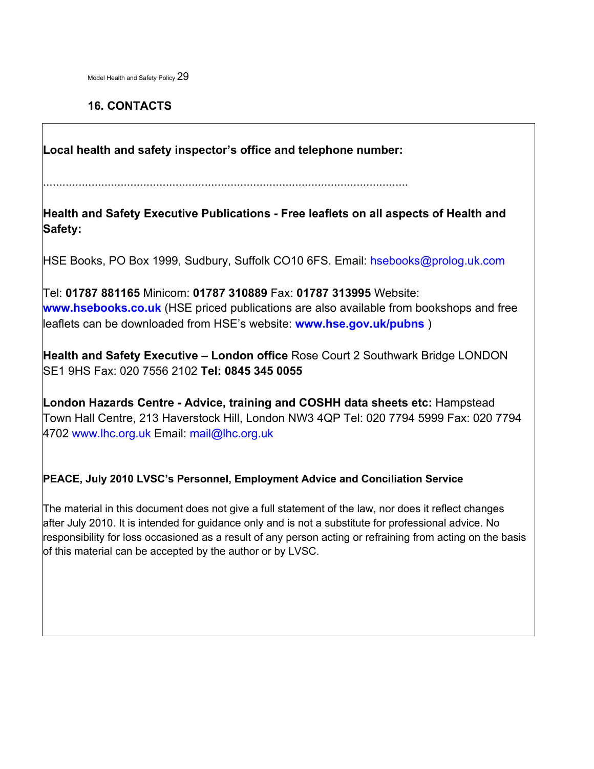## 16. CONTACTS

**Local health and safety inspector's office and telephone number:**

...................................................................................................................

**Health and Safety Executive Publications - Free leaflets on all aspects of Health and Safety:**

HSE Books, PO Box 1999, Sudbury, Suffolk CO10 6FS. Email: hsebooks@prolog.uk.com

Tel: **01787 881165** Minicom: **01787 310889** Fax: **01787 313995** Website: **www.hsebooks.co.uk** (HSE priced publications are also available from bookshops and free leaflets can be downloaded from HSE's website: **www.hse.gov.uk/pubns** )

**Health and Safety Executive – London office** Rose Court 2 Southwark Bridge LONDON SE1 9HS Fax: 020 7556 2102 **Tel: 0845 345 0055**

**London Hazards Centre - Advice, training and COSHH data sheets etc:** Hampstead Town Hall Centre, 213 Haverstock Hill, London NW3 4QP Tel: 020 7794 5999 Fax: 020 7794 4702 www.lhc.org.uk Email: mail@lhc.org.uk

**PEACE, July 2010 LVSC's Personnel, Employment Advice and Conciliation Service**

The material in this document does not give a full statement of the law, nor does it reflect changes after July 2010. It is intended for guidance only and is not a substitute for professional advice. No responsibility for loss occasioned as a result of any person acting or refraining from acting on the basis of this material can be accepted by the author or by LVSC.